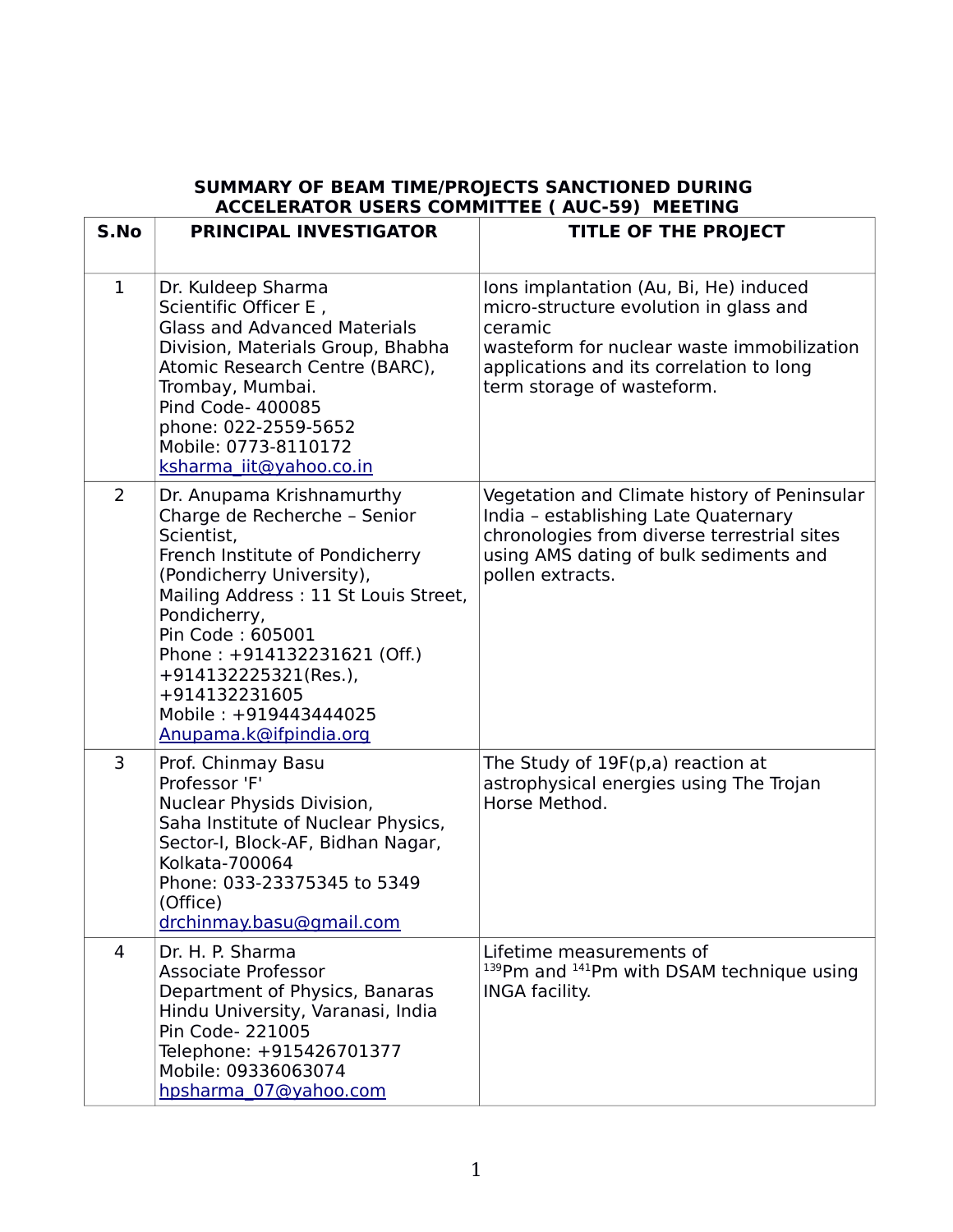# SUMMARY OF BEAM TIME/PROJECTS SANCTIONED DURING ACCELERATOR USERS COMMITTEE ( AUC-59) MEETING

| S.No | PRINCIPAL INVESTIGATOR | TITLE OF THE PROJECT |
|---|---|---|
| 1 | Dr. Kuldeep Sharma<br>Scientific Officer E ,<br>Glass and Advanced Materials Division, Materials Group, Bhabha Atomic Research Centre (BARC), Trombay, Mumbai.<br>Pind Code- 400085<br>phone: 022-2559-5652<br>Mobile: 0773-8110172<br>ksharma_iit@yahoo.co.in | Ions implantation (Au, Bi, He) induced micro-structure evolution in glass and ceramic<br>wasteform for nuclear waste immobilization applications and its correlation to long term storage of wasteform. |
| 2 | Dr. Anupama Krishnamurthy<br>Charge de Recherche – Senior Scientist,<br>French Institute of Pondicherry (Pondicherry University),<br>Mailing Address : 11 St Louis Street, Pondicherry,<br>Pin Code : 605001<br>Phone : +914132231621 (Off.)<br>+914132225321(Res.),<br>+914132231605<br>Mobile : +919443444025<br>Anupama.k@ifpindia.org | Vegetation and Climate history of Peninsular India – establishing Late Quaternary chronologies from diverse terrestrial sites using AMS dating of bulk sediments and pollen extracts. |
| 3 | Prof. Chinmay Basu<br>Professor 'F'<br>Nuclear Physids Division,<br>Saha Institute of Nuclear Physics, Sector-I, Block-AF, Bidhan Nagar, Kolkata-700064<br>Phone: 033-23375345 to 5349 (Office)<br>drchinmay.basu@gmail.com | The Study of 19F(p,a) reaction at astrophysical energies using The Trojan Horse Method. |
| 4 | Dr. H. P. Sharma<br>Associate Professor<br>Department of Physics, Banaras Hindu University, Varanasi, India<br>Pin Code- 221005<br>Telephone: +915426701377<br>Mobile: 09336063074<br>hpsharma_07@yahoo.com | Lifetime measurements of $^{139}$Pm and $^{141}$Pm with DSAM technique using INGA facility. |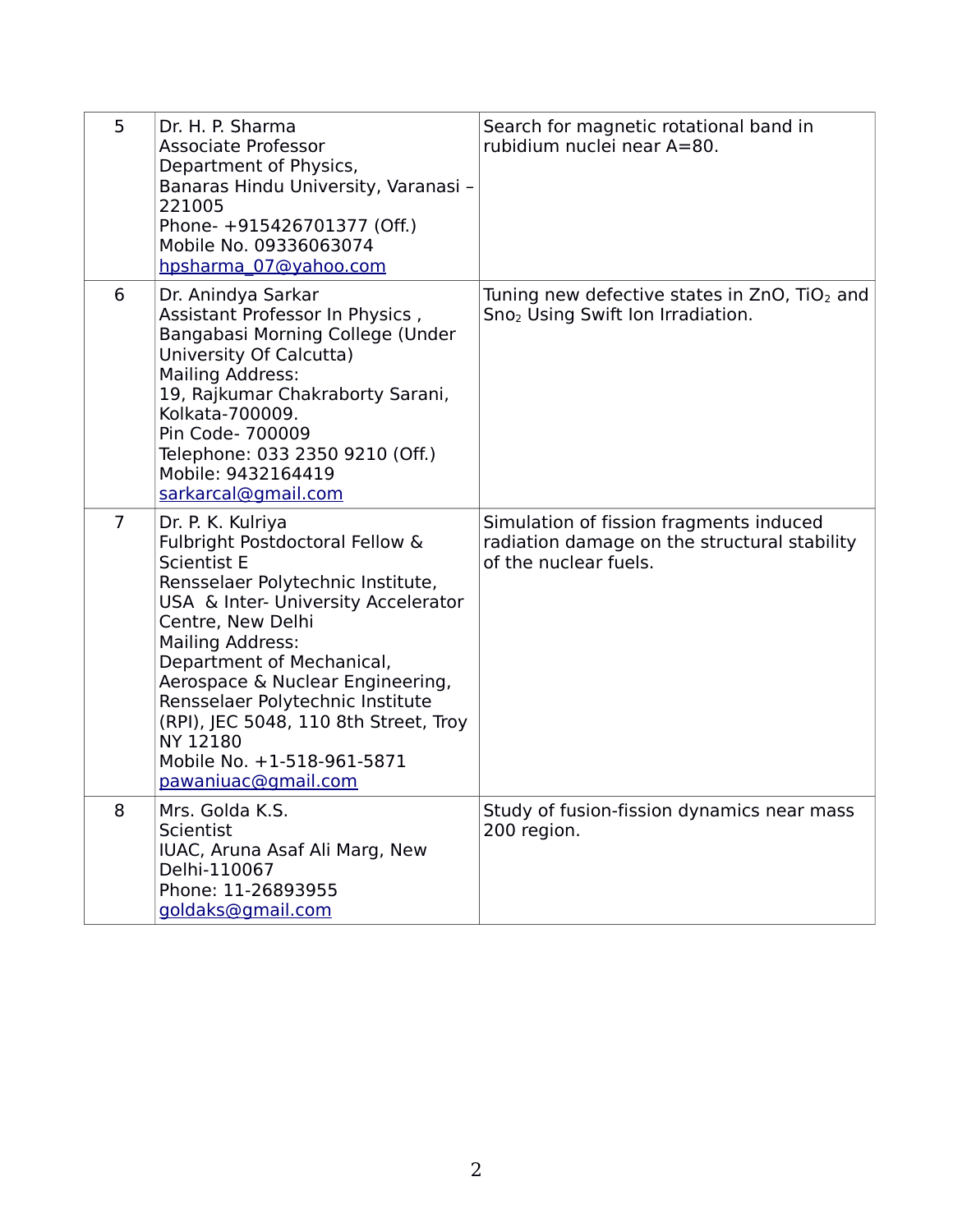| | | |
|---|---|---|
| 5 | Dr. H. P. Sharma<br>Associate Professor<br>Department of Physics,<br>Banaras Hindu University, Varanasi – 221005<br>Phone- +915426701377 (Off.)<br>Mobile No. 09336063074<br>hpsharma_07@yahoo.com | Search for magnetic rotational band in rubidium nuclei near A=80. |
| 6 | Dr. Anindya Sarkar<br>Assistant Professor In Physics ,<br>Bangabasi Morning College (Under University Of Calcutta)<br>Mailing Address:<br>19, Rajkumar Chakraborty Sarani, Kolkata-700009.<br>Pin Code- 700009<br>Telephone: 033 2350 9210 (Off.)<br>Mobile: 9432164419<br>sarkarcal@gmail.com | Tuning new defective states in ZnO, $TiO_2$ and $Sno_2$ Using Swift Ion Irradiation. |
| 7 | Dr. P. K. Kulriya<br>Fulbright Postdoctoral Fellow & Scientist E<br>Rensselaer Polytechnic Institute, USA & Inter- University Accelerator Centre, New Delhi<br>Mailing Address:<br>Department of Mechanical, Aerospace & Nuclear Engineering, Rensselaer Polytechnic Institute (RPI), JEC 5048, 110 8th Street, Troy NY 12180<br>Mobile No. +1-518-961-5871<br>pawaniuac@gmail.com | Simulation of fission fragments induced radiation damage on the structural stability of the nuclear fuels. |
| 8 | Mrs. Golda K.S.<br>Scientist<br>IUAC, Aruna Asaf Ali Marg, New Delhi-110067<br>Phone: 11-26893955<br>goldaks@gmail.com | Study of fusion-fission dynamics near mass 200 region. |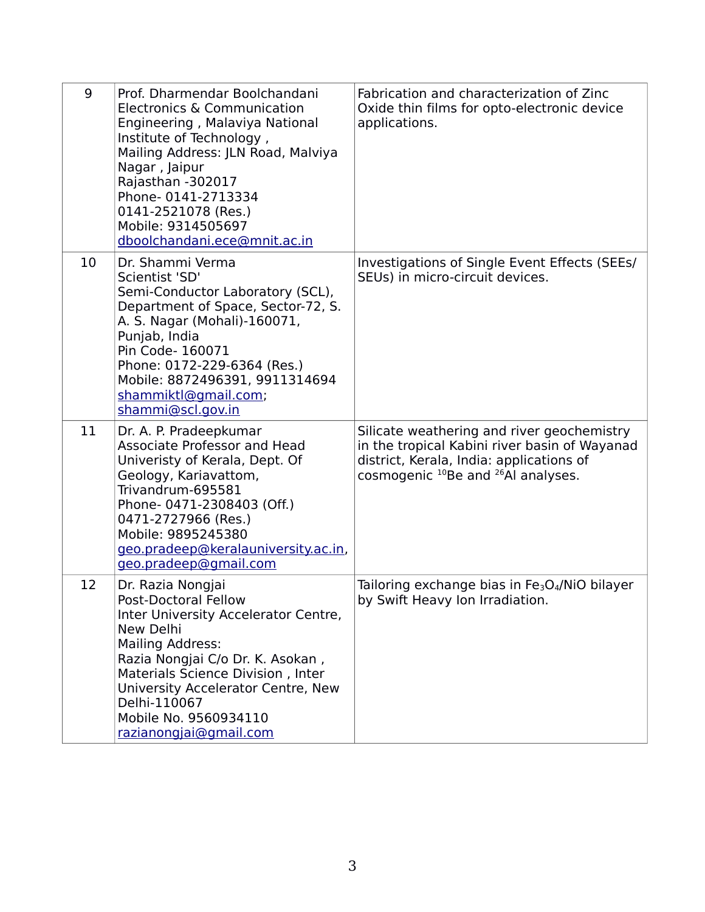| | | |
|---|---|---|
| 9 | Prof. Dharmendar Boolchandani<br>Electronics & Communication Engineering , Malaviya National Institute of Technology ,<br>Mailing Address: JLN Road, Malviya Nagar , Jaipur<br>Rajasthan -302017<br>Phone- 0141-2713334<br>0141-2521078 (Res.)<br>Mobile: 9314505697<br>dboolchandani.ece@mnit.ac.in | Fabrication and characterization of Zinc Oxide thin films for opto-electronic device applications. |
| 10 | Dr. Shammi Verma<br>Scientist 'SD'<br>Semi-Conductor Laboratory (SCL), Department of Space, Sector-72, S. A. S. Nagar (Mohali)-160071, Punjab, India<br>Pin Code- 160071<br>Phone: 0172-229-6364 (Res.)<br>Mobile: 8872496391, 9911314694<br>shammiktl@gmail.com;<br>shammi@scl.gov.in | Investigations of Single Event Effects (SEEs/ SEUs) in micro-circuit devices. |
| 11 | Dr. A. P. Pradeepkumar<br>Associate Professor and Head<br>Univeristy of Kerala, Dept. Of Geology, Kariavattom,<br>Trivandrum-695581<br>Phone- 0471-2308403 (Off.)<br>0471-2727966 (Res.)<br>Mobile: 9895245380<br>geo.pradeep@keralauniversity.ac.in,<br>geo.pradeep@gmail.com | Silicate weathering and river geochemistry in the tropical Kabini river basin of Wayanad district, Kerala, India: applications of cosmogenic $^{10}Be$ and $^{26}Al$ analyses. |
| 12 | Dr. Razia Nongjai<br>Post-Doctoral Fellow<br>Inter University Accelerator Centre, New Delhi<br>Mailing Address:<br>Razia Nongjai C/o Dr. K. Asokan , Materials Science Division , Inter University Accelerator Centre, New Delhi-110067<br>Mobile No. 9560934110<br>razianongjai@gmail.com | Tailoring exchange bias in $Fe_3O_4$/NiO bilayer by Swift Heavy Ion Irradiation. |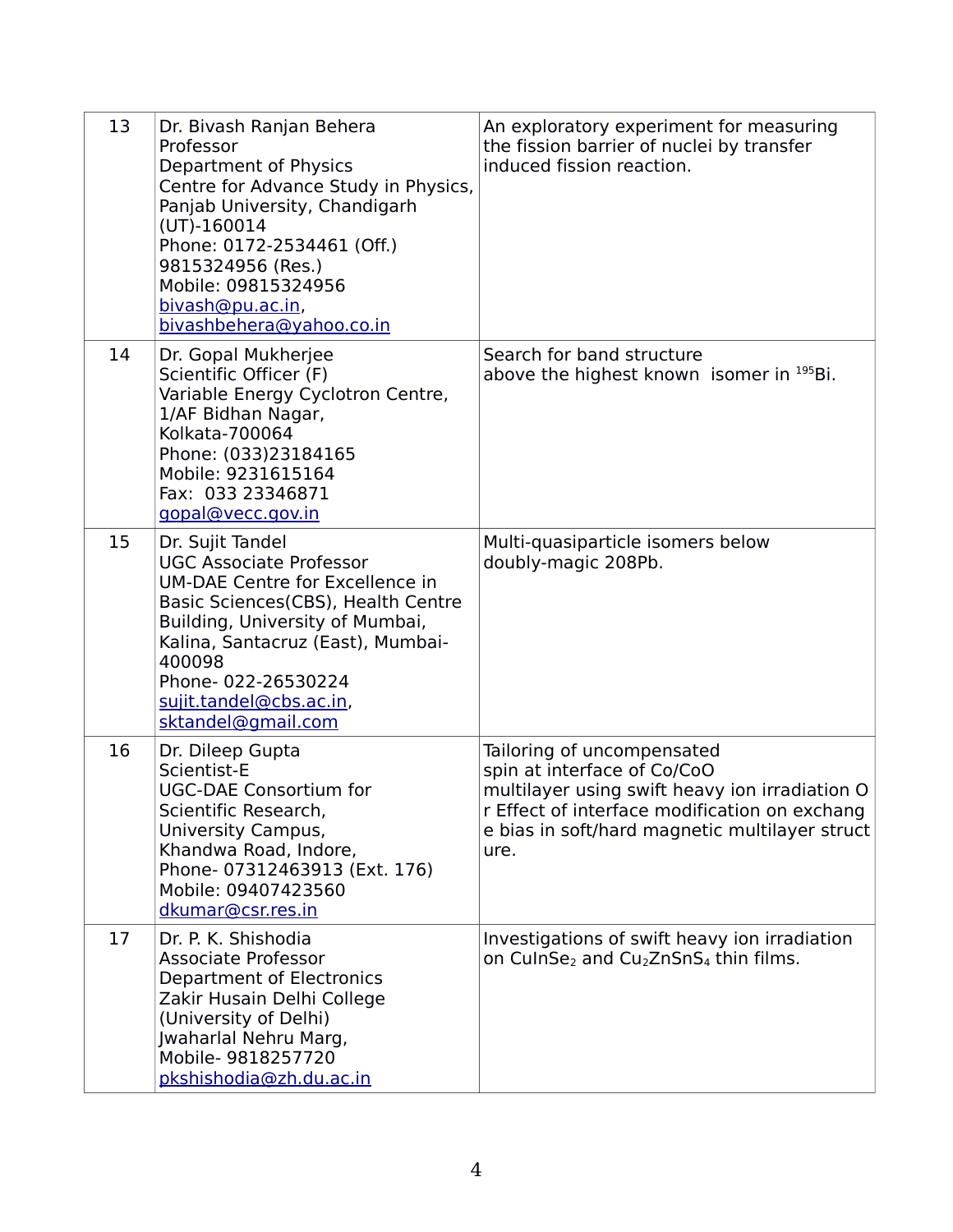| 13 | Dr. Bivash Ranjan Behera<br>Professor<br>Department of Physics<br>Centre for Advance Study in Physics, Panjab University, Chandigarh (UT)-160014<br>Phone: 0172-2534461 (Off.)<br>9815324956 (Res.)<br>Mobile: 09815324956<br>bivash@pu.ac.in,<br>bivashbehera@yahoo.co.in | An exploratory experiment for measuring the fission barrier of nuclei by transfer induced fission reaction. |
|---|---|---|
| 14 | Dr. Gopal Mukherjee<br>Scientific Officer (F)<br>Variable Energy Cyclotron Centre,<br>1/AF Bidhan Nagar,<br>Kolkata-700064<br>Phone: (033)23184165<br>Mobile: 9231615164<br>Fax: 033 23346871<br>gopal@vecc.gov.in | Search for band structure above the highest known isomer in $^{195}Bi$. |
| 15 | Dr. Sujit Tandel<br>UGC Associate Professor<br>UM-DAE Centre for Excellence in Basic Sciences(CBS), Health Centre Building, University of Mumbai, Kalina, Santacruz (East), Mumbai-400098<br>Phone- 022-26530224<br>sujit.tandel@cbs.ac.in,<br>sktandel@gmail.com | Multi-quasiparticle isomers below doubly-magic 208Pb. |
| 16 | Dr. Dileep Gupta<br>Scientist-E<br>UGC-DAE Consortium for Scientific Research,<br>University Campus,<br>Khandwa Road, Indore,<br>Phone- 07312463913 (Ext. 176)<br>Mobile: 09407423560<br>dkumar@csr.res.in | Tailoring of uncompensated spin at interface of Co/CoO multilayer using swift heavy ion irradiation Or Effect of interface modification on exchange bias in soft/hard magnetic multilayer structure. |
| 17 | Dr. P. K. Shishodia<br>Associate Professor<br>Department of Electronics<br>Zakir Husain Delhi College (University of Delhi)<br>Jwaharlal Nehru Marg,<br>Mobile- 9818257720<br>pkshishodia@zh.du.ac.in | Investigations of swift heavy ion irradiation on $CuInSe_2$ and $Cu_2ZnSnS_4$ thin films. |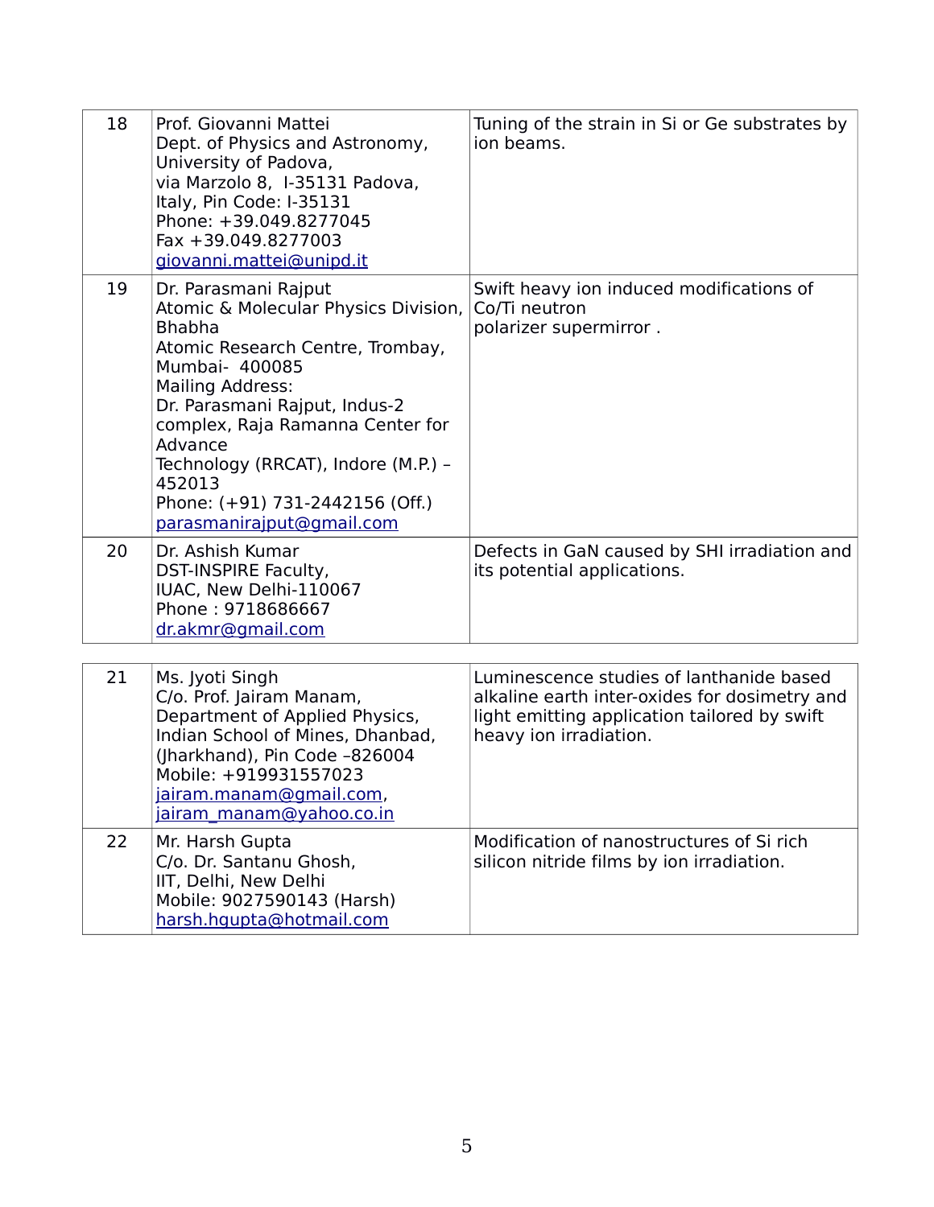| | | |
|---|---|---|
| 18 | Prof. Giovanni Mattei<br>Dept. of Physics and Astronomy,<br>University of Padova,<br>via Marzolo 8, I-35131 Padova,<br>Italy, Pin Code: I-35131<br>Phone: +39.049.8277045<br>Fax +39.049.8277003<br>giovanni.mattei@unipd.it | Tuning of the strain in Si or Ge substrates by ion beams. |
| 19 | Dr. Parasmani Rajput<br>Atomic & Molecular Physics Division, Bhabha<br>Atomic Research Centre, Trombay, Mumbai- 400085<br>Mailing Address:<br>Dr. Parasmani Rajput, Indus-2 complex, Raja Ramanna Center for Advance<br>Technology (RRCAT), Indore (M.P.) – 452013<br>Phone: (+91) 731-2442156 (Off.)<br>parasmanirajput@gmail.com | Swift heavy ion induced modifications of Co/Ti neutron<br>polarizer supermirror . |
| 20 | Dr. Ashish Kumar<br>DST-INSPIRE Faculty,<br>IUAC, New Delhi-110067<br>Phone : 9718686667<br>dr.akmr@gmail.com | Defects in GaN caused by SHI irradiation and its potential applications. |
| 21 | Ms. Jyoti Singh<br>C/o. Prof. Jairam Manam,<br>Department of Applied Physics,<br>Indian School of Mines, Dhanbad,<br>(Jharkhand), Pin Code –826004<br>Mobile: +919931557023<br>jairam.manam@gmail.com,<br>jairam_manam@yahoo.co.in | Luminescence studies of lanthanide based alkaline earth inter-oxides for dosimetry and light emitting application tailored by swift heavy ion irradiation. |
| 22 | Mr. Harsh Gupta<br>C/o. Dr. Santanu Ghosh,<br>IIT, Delhi, New Delhi<br>Mobile: 9027590143 (Harsh)<br>harsh.hgupta@hotmail.com | Modification of nanostructures of Si rich silicon nitride films by ion irradiation. |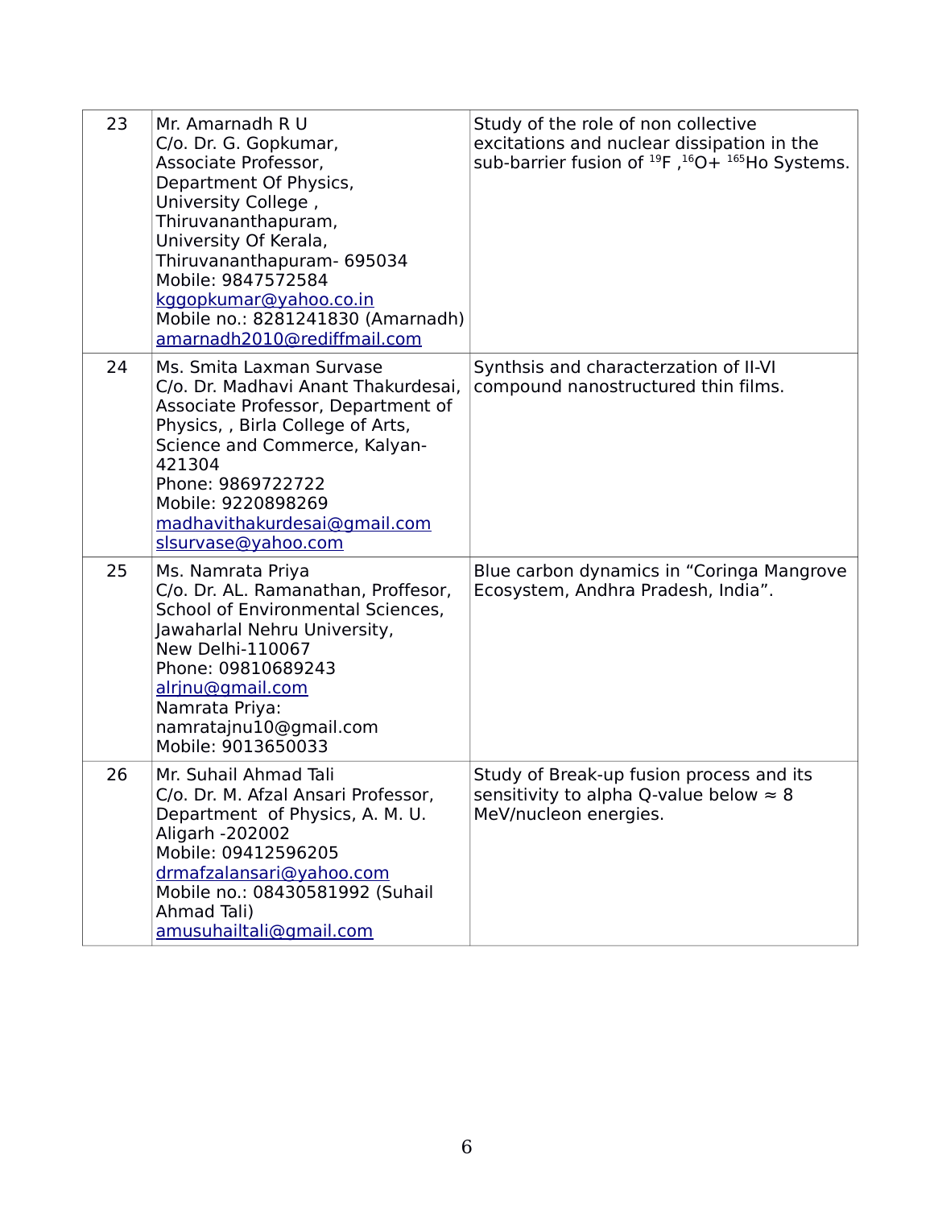| | | |
|---|---|---|
| 23 | Mr. Amarnadh R U<br>C/o. Dr. G. Gopkumar,<br>Associate Professor,<br>Department Of Physics,<br>University College ,<br>Thiruvananthapuram,<br>University Of Kerala,<br>Thiruvananthapuram- 695034<br>Mobile: 9847572584<br>kggopkumar@yahoo.co.in<br>Mobile no.: 8281241830 (Amarnadh)<br>amarnadh2010@rediffmail.com | Study of the role of non collective excitations and nuclear dissipation in the sub-barrier fusion of $^{19}$F ,$^{16}$O+ $^{165}$Ho Systems. |
| 24 | Ms. Smita Laxman Survase<br>C/o. Dr. Madhavi Anant Thakurdesai, Associate Professor, Department of Physics, , Birla College of Arts, Science and Commerce, Kalyan-421304<br>Phone: 9869722722<br>Mobile: 9220898269<br>madhavithakurdesai@gmail.com<br>slsurvase@yahoo.com | Synthsis and characterzation of II-VI compound nanostructured thin films. |
| 25 | Ms. Namrata Priya<br>C/o. Dr. AL. Ramanathan, Proffesor, School of Environmental Sciences, Jawaharlal Nehru University,<br>New Delhi-110067<br>Phone: 09810689243<br>alrjnu@gmail.com<br>Namrata Priya:<br>namratajnu10@gmail.com<br>Mobile: 9013650033 | Blue carbon dynamics in “Coringa Mangrove Ecosystem, Andhra Pradesh, India”. |
| 26 | Mr. Suhail Ahmad Tali<br>C/o. Dr. M. Afzal Ansari Professor, Department of Physics, A. M. U. Aligarh -202002<br>Mobile: 09412596205<br>drmafzalansari@yahoo.com<br>Mobile no.: 08430581992 (Suhail Ahmad Tali)<br>amusuhailtali@gmail.com | Study of Break-up fusion process and its sensitivity to alpha Q-value below ≈ 8 MeV/nucleon energies. |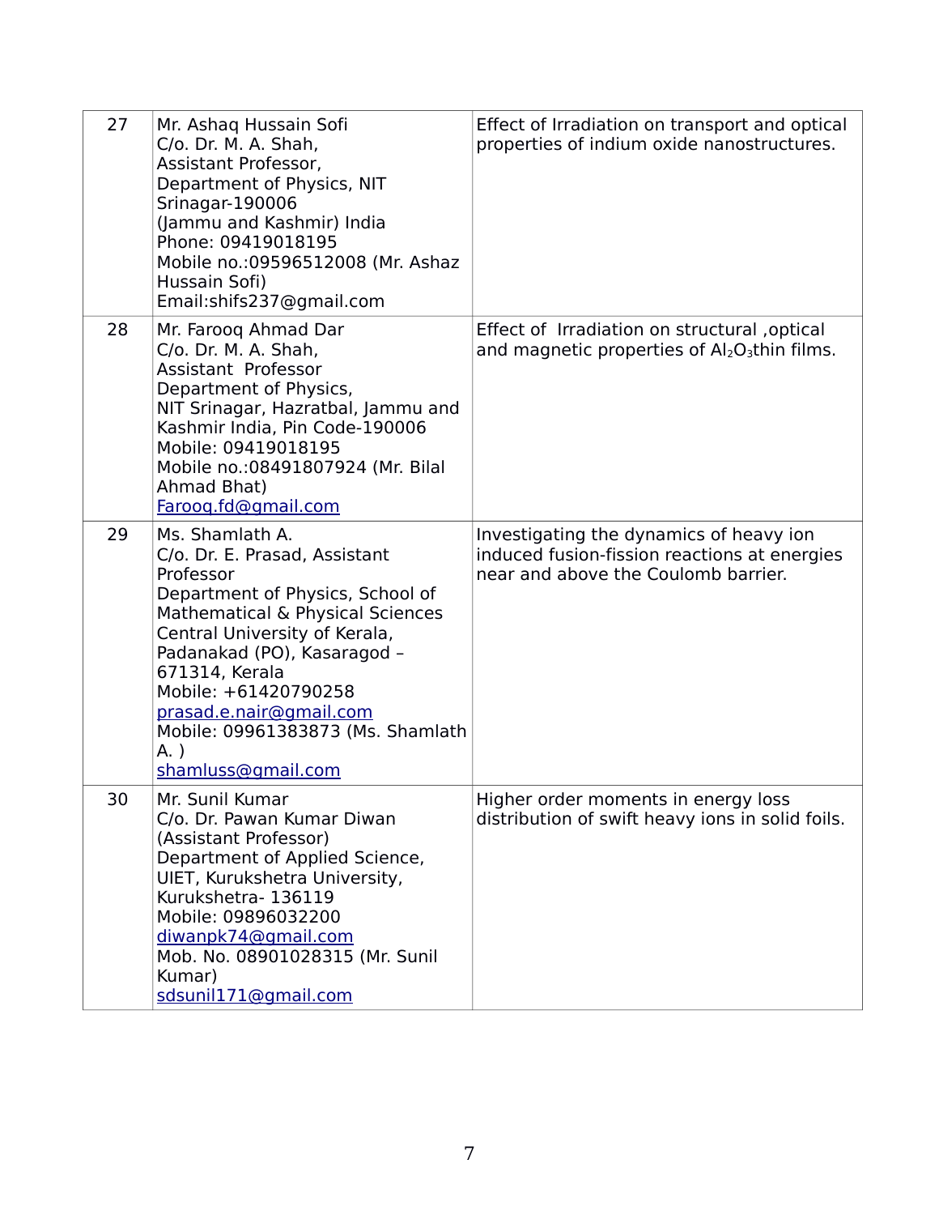| 27 | Mr. Ashaq Hussain Sofi<br>C/o. Dr. M. A. Shah,<br>Assistant Professor,<br>Department of Physics, NIT Srinagar-190006<br>(Jammu and Kashmir) India<br>Phone: 09419018195<br>Mobile no.:09596512008 (Mr. Ashaz Hussain Sofi)<br>Email:shifs237@gmail.com | Effect of Irradiation on transport and optical properties of indium oxide nanostructures. |
|---|---|---|
| 28 | Mr. Farooq Ahmad Dar<br>C/o. Dr. M. A. Shah,<br>Assistant Professor<br>Department of Physics,<br>NIT Srinagar, Hazratbal, Jammu and Kashmir India, Pin Code-190006<br>Mobile: 09419018195<br>Mobile no.:08491807924 (Mr. Bilal Ahmad Bhat)<br>Farooq.fd@gmail.com | Effect of Irradiation on structural ,optical and magnetic properties of $Al_2O_3$thin films. |
| 29 | Ms. Shamlath A.<br>C/o. Dr. E. Prasad, Assistant Professor<br>Department of Physics, School of Mathematical & Physical Sciences<br>Central University of Kerala, Padanakad (PO), Kasaragod – 671314, Kerala<br>Mobile: +61420790258<br>prasad.e.nair@gmail.com<br>Mobile: 09961383873 (Ms. Shamlath A. )<br>shamluss@gmail.com | Investigating the dynamics of heavy ion induced fusion-fission reactions at energies near and above the Coulomb barrier. |
| 30 | Mr. Sunil Kumar<br>C/o. Dr. Pawan Kumar Diwan (Assistant Professor)<br>Department of Applied Science, UIET, Kurukshetra University, Kurukshetra- 136119<br>Mobile: 09896032200<br>diwanpk74@gmail.com<br>Mob. No. 08901028315 (Mr. Sunil Kumar)<br>sdsunil171@gmail.com | Higher order moments in energy loss distribution of swift heavy ions in solid foils. |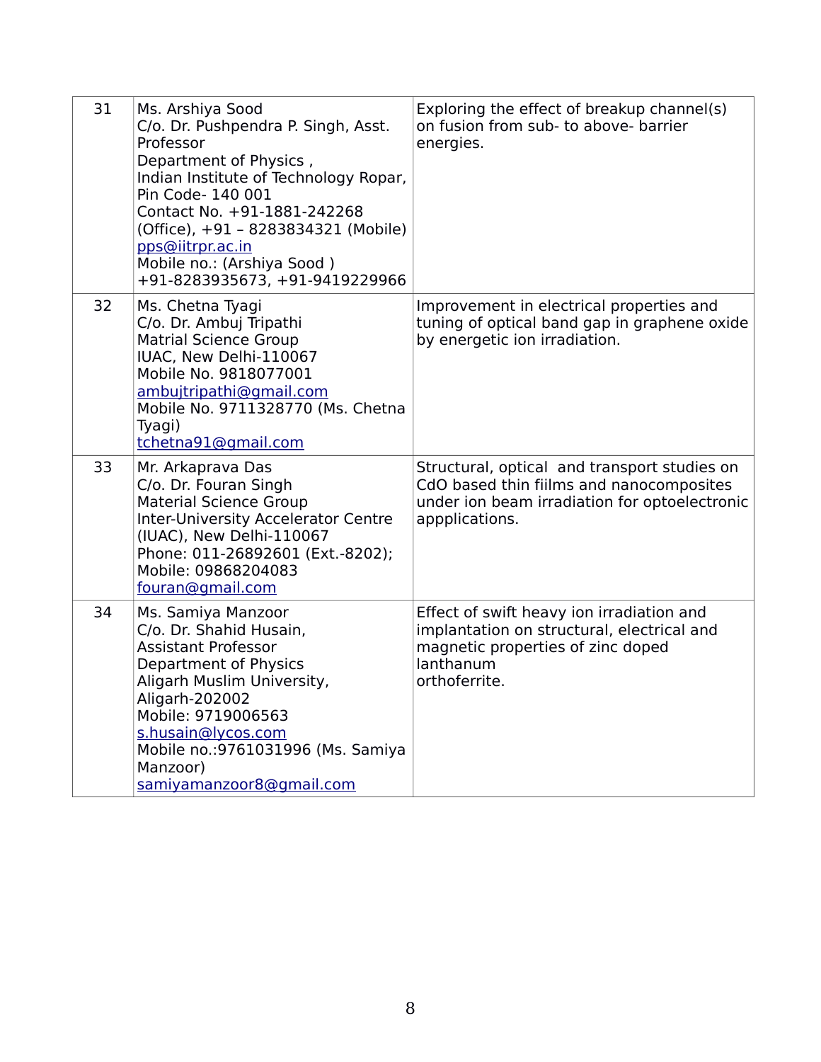| 31 | Ms. Arshiya Sood<br>C/o. Dr. Pushpendra P. Singh, Asst. Professor<br>Department of Physics ,<br>Indian Institute of Technology Ropar,<br>Pin Code- 140 001<br>Contact No. +91-1881-242268 (Office), +91 – 8283834321 (Mobile)<br>pps@iitrpr.ac.in<br>Mobile no.: (Arshiya Sood )<br>+91-8283935673, +91-9419229966 | Exploring the effect of breakup channel(s) on fusion from sub- to above- barrier energies. |
|---|---|---|
| 32 | Ms. Chetna Tyagi<br>C/o. Dr. Ambuj Tripathi<br>Matrial Science Group<br>IUAC, New Delhi-110067<br>Mobile No. 9818077001<br>ambujtripathi@gmail.com<br>Mobile No. 9711328770 (Ms. Chetna Tyagi)<br>tchetna91@gmail.com | Improvement in electrical properties and tuning of optical band gap in graphene oxide by energetic ion irradiation. |
| 33 | Mr. Arkaprava Das<br>C/o. Dr. Fouran Singh<br>Material Science Group<br>Inter-University Accelerator Centre (IUAC), New Delhi-110067<br>Phone: 011-26892601 (Ext.-8202);<br>Mobile: 09868204083<br>fouran@gmail.com | Structural, optical and transport studies on CdO based thin fiilms and nanocomposites under ion beam irradiation for optoelectronic appplications. |
| 34 | Ms. Samiya Manzoor<br>C/o. Dr. Shahid Husain,<br>Assistant Professor<br>Department of Physics<br>Aligarh Muslim University,<br>Aligarh-202002<br>Mobile: 9719006563<br>s.husain@lycos.com<br>Mobile no.:9761031996 (Ms. Samiya Manzoor)<br>samiyamanzoor8@gmail.com | Effect of swift heavy ion irradiation and implantation on structural, electrical and magnetic properties of zinc doped lanthanum orthoferrite. |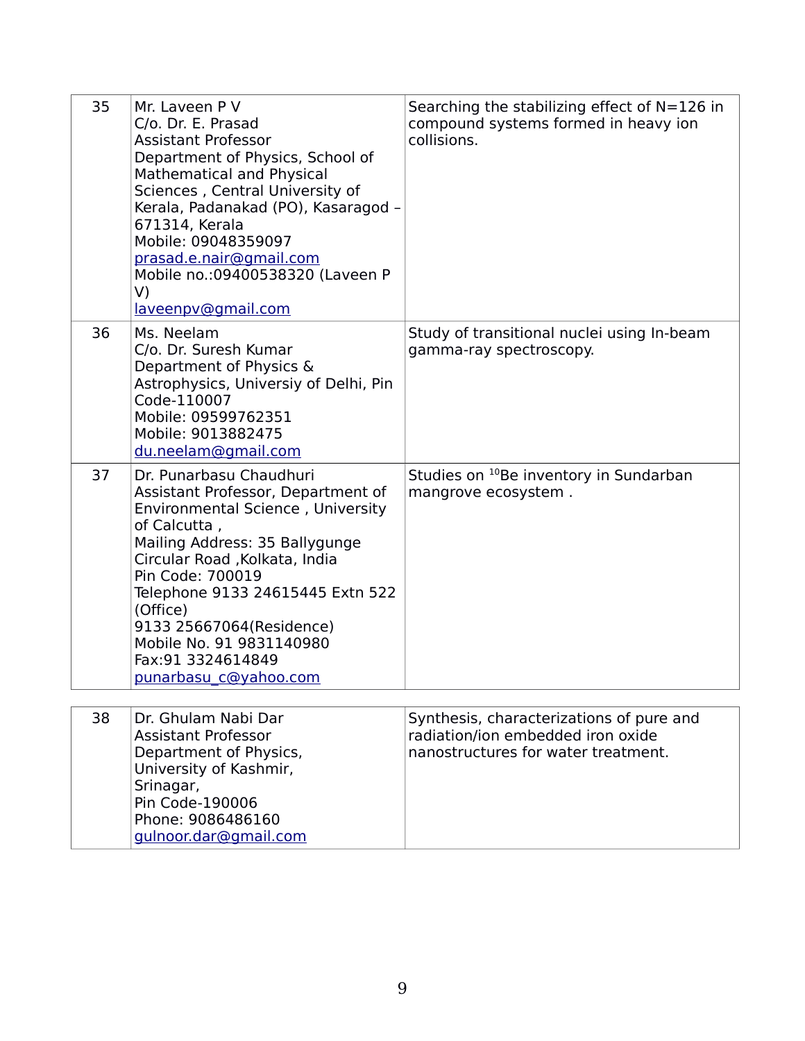| | | |
|---|---|---|
| 35 | Mr. Laveen P V<br>C/o. Dr. E. Prasad<br>Assistant Professor<br>Department of Physics, School of Mathematical and Physical Sciences , Central University of Kerala, Padanakad (PO), Kasaragod – 671314, Kerala<br>Mobile: 09048359097<br>prasad.e.nair@gmail.com<br>Mobile no.:09400538320 (Laveen P V)<br>laveenpv@gmail.com | Searching the stabilizing effect of N=126 in compound systems formed in heavy ion collisions. |
| 36 | Ms. Neelam<br>C/o. Dr. Suresh Kumar<br>Department of Physics & Astrophysics, Universiy of Delhi, Pin Code-110007<br>Mobile: 09599762351<br>Mobile: 9013882475<br>du.neelam@gmail.com | Study of transitional nuclei using In-beam gamma-ray spectroscopy. |
| 37 | Dr. Punarbasu Chaudhuri<br>Assistant Professor, Department of Environmental Science , University of Calcutta ,<br>Mailing Address: 35 Ballygunge Circular Road ,Kolkata, India<br>Pin Code: 700019<br>Telephone 9133 24615445 Extn 522 (Office)<br>9133 25667064(Residence)<br>Mobile No. 91 9831140980<br>Fax:91 3324614849<br>punarbasu_c@yahoo.com | Studies on $^{10}Be$ inventory in Sundarban mangrove ecosystem . |
| 38 | Dr. Ghulam Nabi Dar<br>Assistant Professor<br>Department of Physics,<br>University of Kashmir,<br>Srinagar,<br>Pin Code-190006<br>Phone: 9086486160<br>gulnoor.dar@gmail.com | Synthesis, characterizations of pure and radiation/ion embedded iron oxide nanostructures for water treatment. |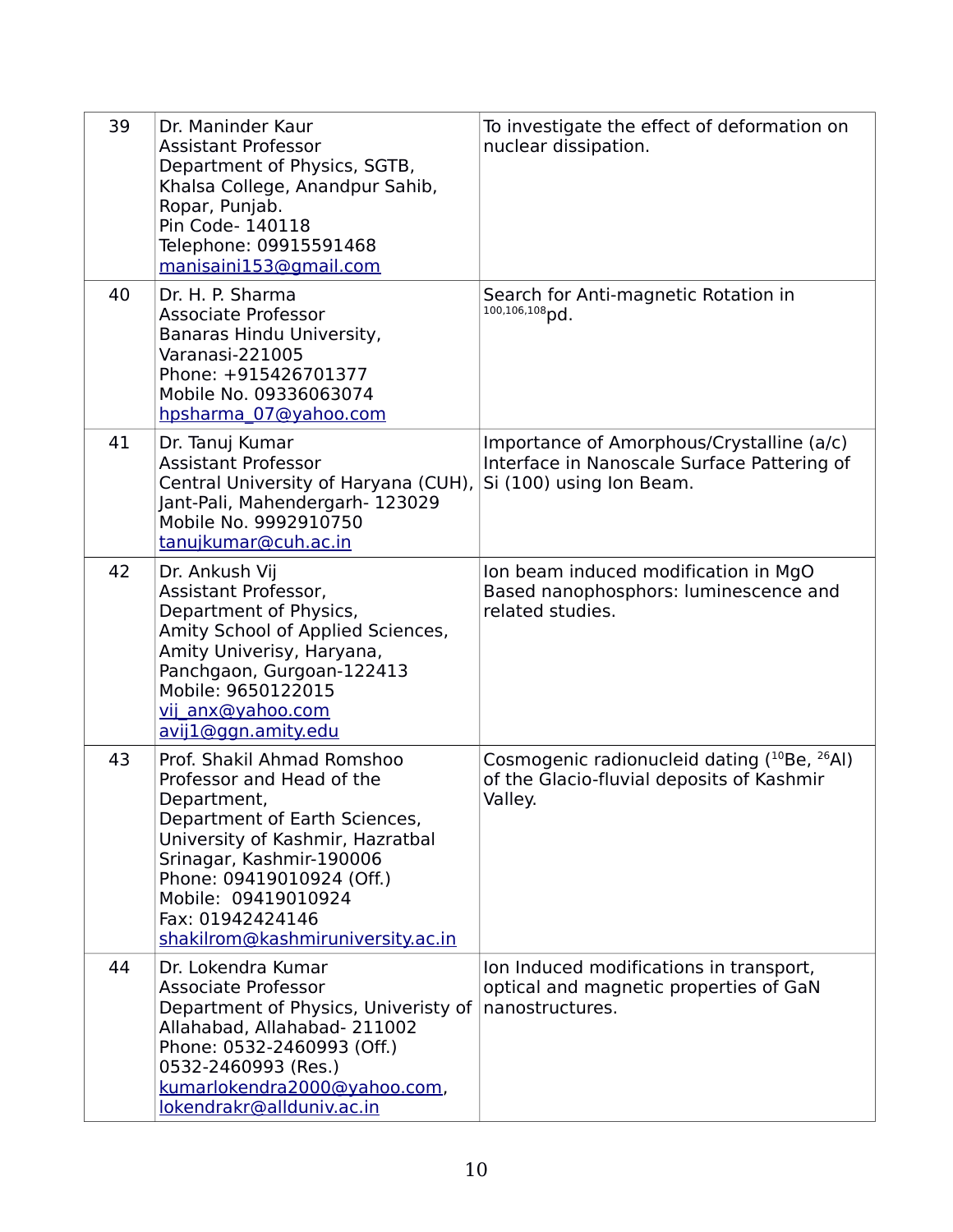| 39 | Dr. Maninder Kaur<br>Assistant Professor<br>Department of Physics, SGTB, Khalsa College, Anandpur Sahib, Ropar, Punjab.<br>Pin Code- 140118<br>Telephone: 09915591468<br>manisaini153@gmail.com | To investigate the effect of deformation on nuclear dissipation. |
|---|---|---|
| 40 | Dr. H. P. Sharma<br>Associate Professor<br>Banaras Hindu University, Varanasi-221005<br>Phone: +915426701377<br>Mobile No. 09336063074<br>hpsharma_07@yahoo.com | Search for Anti-magnetic Rotation in $^{100,106,108}$pd. |
| 41 | Dr. Tanuj Kumar<br>Assistant Professor<br>Central University of Haryana (CUH), Jant-Pali, Mahendergarh- 123029<br>Mobile No. 9992910750<br>tanujkumar@cuh.ac.in | Importance of Amorphous/Crystalline (a/c) Interface in Nanoscale Surface Pattering of Si (100) using Ion Beam. |
| 42 | Dr. Ankush Vij<br>Assistant Professor,<br>Department of Physics,<br>Amity School of Applied Sciences,<br>Amity Univerisy, Haryana,<br>Panchgaon, Gurgoan-122413<br>Mobile: 9650122015<br>vij_anx@yahoo.com<br>avij1@ggn.amity.edu | Ion beam induced modification in MgO Based nanophosphors: luminescence and related studies. |
| 43 | Prof. Shakil Ahmad Romshoo<br>Professor and Head of the Department,<br>Department of Earth Sciences,<br>University of Kashmir, Hazratbal<br>Srinagar, Kashmir-190006<br>Phone: 09419010924 (Off.)<br>Mobile: 09419010924<br>Fax: 01942424146<br>shakilrom@kashmiruniversity.ac.in | Cosmogenic radionucleid dating ($^{10}$Be, $^{26}$Al) of the Glacio-fluvial deposits of Kashmir Valley. |
| 44 | Dr. Lokendra Kumar<br>Associate Professor<br>Department of Physics, Univeristy of Allahabad, Allahabad- 211002<br>Phone: 0532-2460993 (Off.)<br>0532-2460993 (Res.)<br>kumarlokendra2000@yahoo.com,<br>lokendrakr@allduniv.ac.in | Ion Induced modifications in transport, optical and magnetic properties of GaN nanostructures. |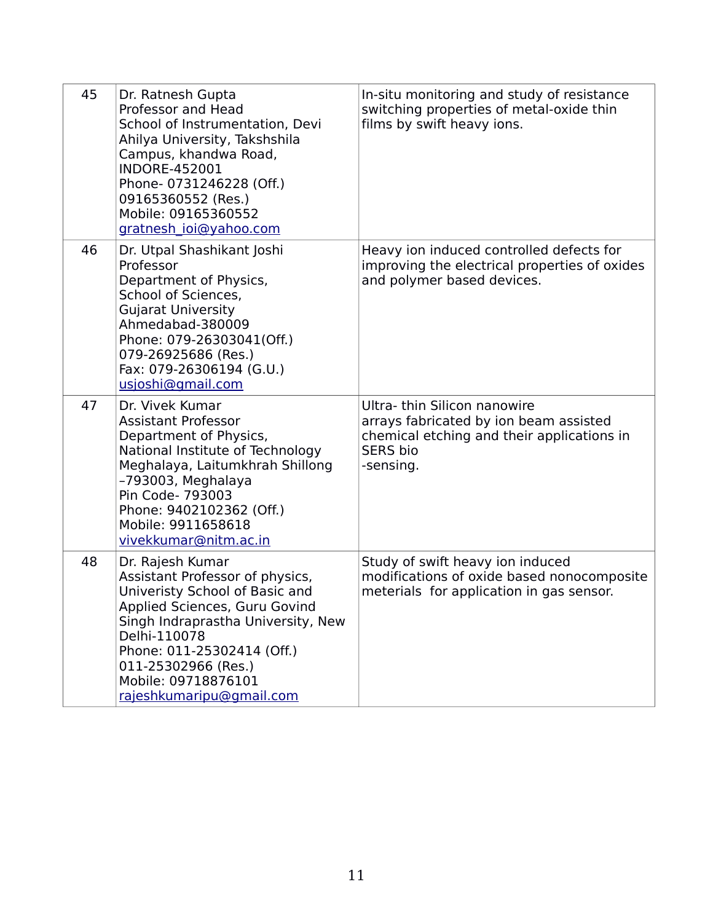| 45 | Dr. Ratnesh Gupta<br>Professor and Head<br>School of Instrumentation, Devi Ahilya University, Takshshila Campus, khandwa Road, INDORE-452001<br>Phone- 0731246228 (Off.)<br>09165360552 (Res.)<br>Mobile: 09165360552<br>gratnesh_ioi@yahoo.com | In-situ monitoring and study of resistance switching properties of metal-oxide thin films by swift heavy ions. |
|---|---|---|
| 46 | Dr. Utpal Shashikant Joshi<br>Professor<br>Department of Physics,<br>School of Sciences,<br>Gujarat University<br>Ahmedabad-380009<br>Phone: 079-26303041(Off.)<br>079-26925686 (Res.)<br>Fax: 079-26306194 (G.U.)<br>usjoshi@gmail.com | Heavy ion induced controlled defects for improving the electrical properties of oxides and polymer based devices. |
| 47 | Dr. Vivek Kumar<br>Assistant Professor<br>Department of Physics,<br>National Institute of Technology Meghalaya, Laitumkhrah Shillong –793003, Meghalaya<br>Pin Code- 793003<br>Phone: 9402102362 (Off.)<br>Mobile: 9911658618<br>vivekkumar@nitm.ac.in | Ultra- thin Silicon nanowire arrays fabricated by ion beam assisted chemical etching and their applications in SERS bio -sensing. |
| 48 | Dr. Rajesh Kumar<br>Assistant Professor of physics,<br>Univeristy School of Basic and Applied Sciences, Guru Govind Singh Indraprastha University, New Delhi-110078<br>Phone: 011-25302414 (Off.)<br>011-25302966 (Res.)<br>Mobile: 09718876101<br>rajeshkumaripu@gmail.com | Study of swift heavy ion induced modifications of oxide based nonocomposite meterials for application in gas sensor. |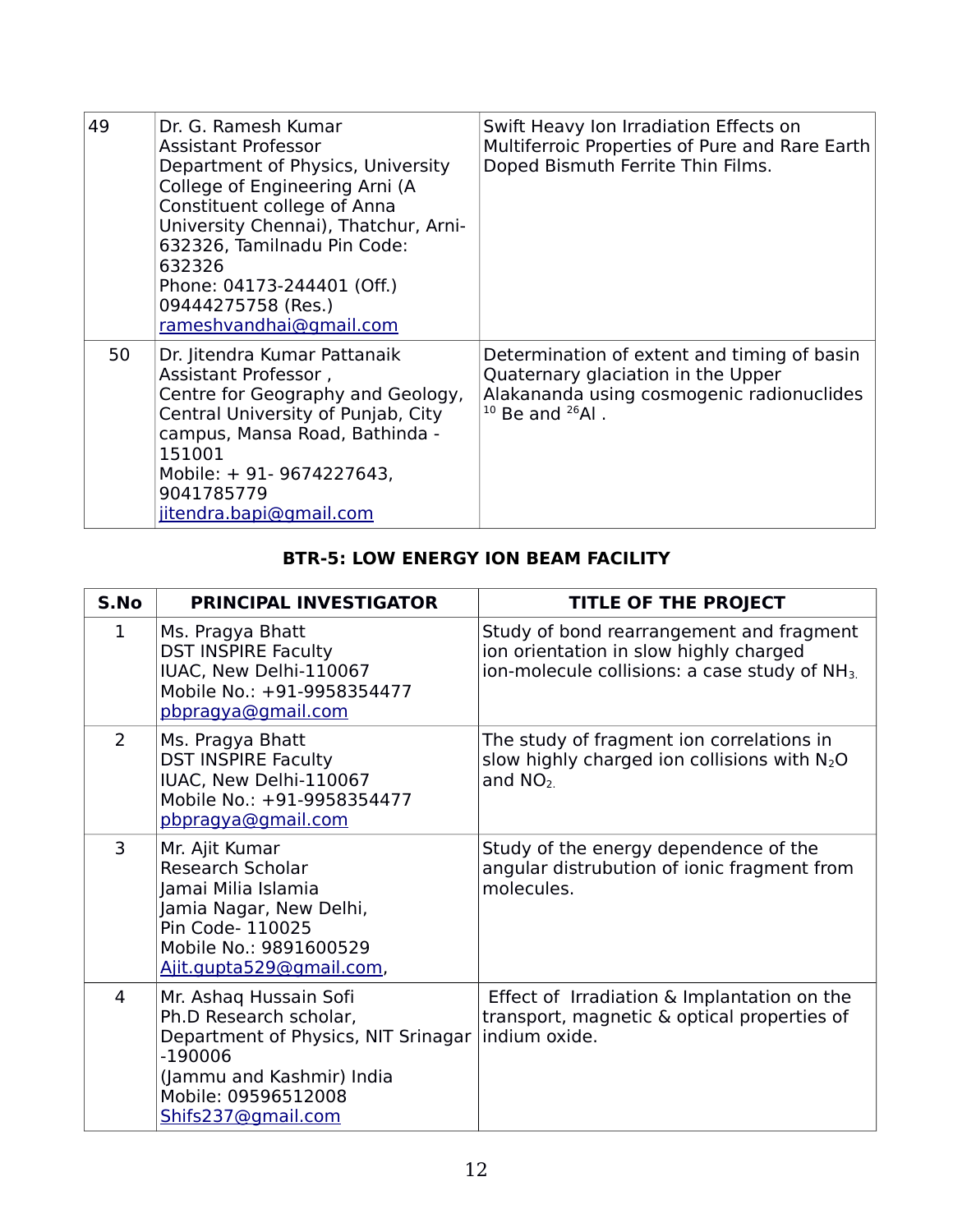| | | |
|---|---|---|
| 49 | Dr. G. Ramesh Kumar<br>Assistant Professor<br>Department of Physics, University College of Engineering Arni (A Constituent college of Anna University Chennai), Thatchur, Arni-632326, Tamilnadu Pin Code: 632326<br>Phone: 04173-244401 (Off.)<br>09444275758 (Res.)<br>rameshvandhai@gmail.com | Swift Heavy Ion Irradiation Effects on Multiferroic Properties of Pure and Rare Earth Doped Bismuth Ferrite Thin Films. |
| 50 | Dr. Jitendra Kumar Pattanaik<br>Assistant Professor ,<br>Centre for Geography and Geology, Central University of Punjab, City campus, Mansa Road, Bathinda - 151001<br>Mobile: + 91- 9674227643, 9041785779<br>jitendra.bapi@gmail.com | Determination of extent and timing of basin Quaternary glaciation in the Upper Alakananda using cosmogenic radionuclides $^{10}$ Be and $^{26}$Al . |

## BTR-5: LOW ENERGY ION BEAM FACILITY

| S.No | PRINCIPAL INVESTIGATOR | TITLE OF THE PROJECT |
|---|---|---|
| 1 | Ms. Pragya Bhatt<br>DST INSPIRE Faculty<br>IUAC, New Delhi-110067<br>Mobile No.: +91-9958354477<br>pbpragya@gmail.com | Study of bond rearrangement and fragment ion orientation in slow highly charged ion-molecule collisions: a case study of $NH_3$. |
| 2 | Ms. Pragya Bhatt<br>DST INSPIRE Faculty<br>IUAC, New Delhi-110067<br>Mobile No.: +91-9958354477<br>pbpragya@gmail.com | The study of fragment ion correlations in slow highly charged ion collisions with $N_2O$ and $NO_2$. |
| 3 | Mr. Ajit Kumar<br>Research Scholar<br>Jamai Milia Islamia<br>Jamia Nagar, New Delhi,<br>Pin Code- 110025<br>Mobile No.: 9891600529<br>Ajit.gupta529@gmail.com, | Study of the energy dependence of the angular distrubution of ionic fragment from molecules. |
| 4 | Mr. Ashaq Hussain Sofi<br>Ph.D Research scholar,<br>Department of Physics, NIT Srinagar -190006<br>(Jammu and Kashmir) India<br>Mobile: 09596512008<br>Shifs237@gmail.com | Effect of Irradiation & Implantation on the transport, magnetic & optical properties of indium oxide. |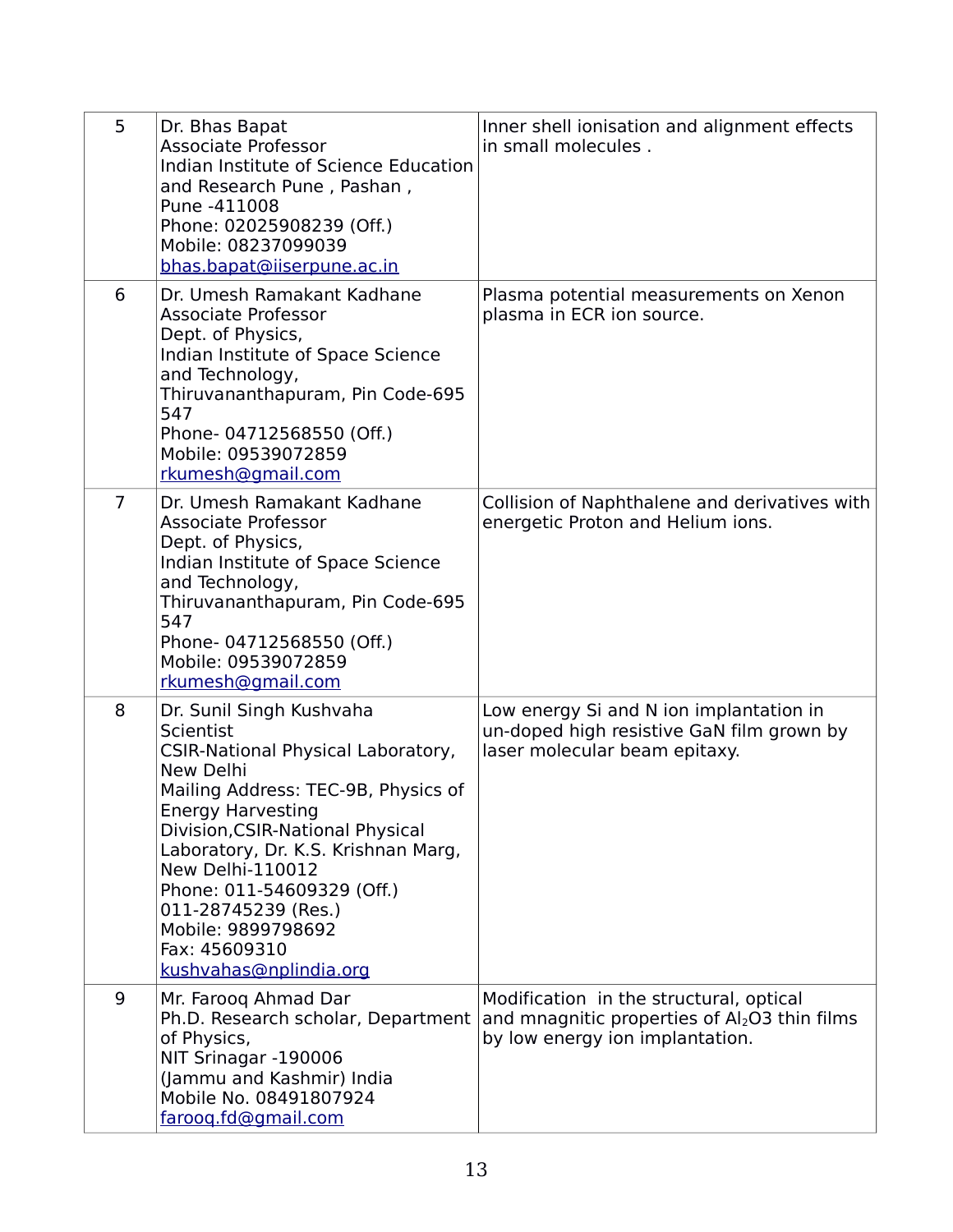| | | |
|---|---|---|
| 5 | Dr. Bhas Bapat<br>Associate Professor<br>Indian Institute of Science Education and Research Pune , Pashan ,<br>Pune -411008<br>Phone: 02025908239 (Off.)<br>Mobile: 08237099039<br>bhas.bapat@iiserpune.ac.in | Inner shell ionisation and alignment effects in small molecules . |
| 6 | Dr. Umesh Ramakant Kadhane<br>Associate Professor<br>Dept. of Physics,<br>Indian Institute of Space Science and Technology,<br>Thiruvananthapuram, Pin Code-695 547<br>Phone- 04712568550 (Off.)<br>Mobile: 09539072859<br>rkumesh@gmail.com | Plasma potential measurements on Xenon plasma in ECR ion source. |
| 7 | Dr. Umesh Ramakant Kadhane<br>Associate Professor<br>Dept. of Physics,<br>Indian Institute of Space Science and Technology,<br>Thiruvananthapuram, Pin Code-695 547<br>Phone- 04712568550 (Off.)<br>Mobile: 09539072859<br>rkumesh@gmail.com | Collision of Naphthalene and derivatives with energetic Proton and Helium ions. |
| 8 | Dr. Sunil Singh Kushvaha<br>Scientist<br>CSIR-National Physical Laboratory, New Delhi<br>Mailing Address: TEC-9B, Physics of Energy Harvesting Division,CSIR-National Physical Laboratory, Dr. K.S. Krishnan Marg, New Delhi-110012<br>Phone: 011-54609329 (Off.)<br>011-28745239 (Res.)<br>Mobile: 9899798692<br>Fax: 45609310<br>kushvahas@nplindia.org | Low energy Si and N ion implantation in un-doped high resistive GaN film grown by laser molecular beam epitaxy. |
| 9 | Mr. Farooq Ahmad Dar<br>Ph.D. Research scholar, Department of Physics,<br>NIT Srinagar -190006<br>(Jammu and Kashmir) India<br>Mobile No. 08491807924<br>farooq.fd@gmail.com | Modification in the structural, optical and mnagnitic properties of $Al_2O3$ thin films by low energy ion implantation. |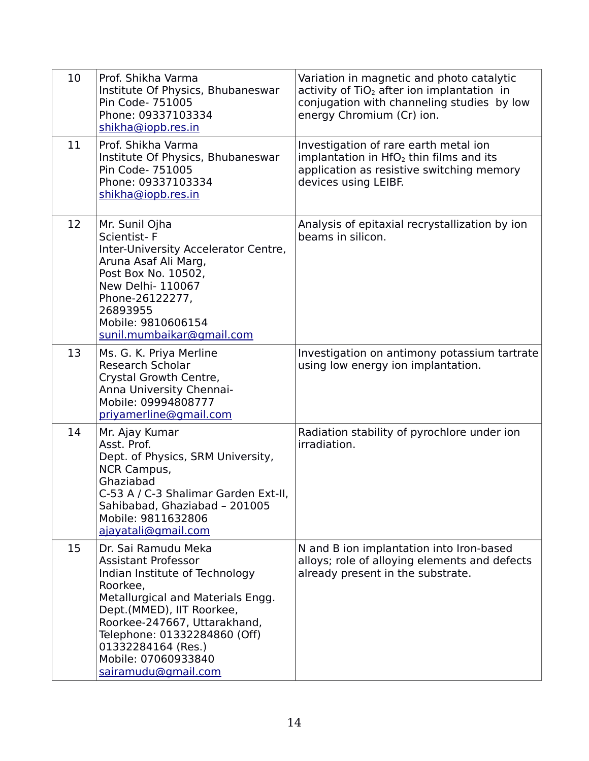| 10 | Prof. Shikha Varma<br>Institute Of Physics, Bhubaneswar<br>Pin Code- 751005<br>Phone: 09337103334<br>shikha@iopb.res.in | Variation in magnetic and photo catalytic activity of $TiO_2$ after ion implantation in conjugation with channeling studies by low energy Chromium (Cr) ion. |
|---|---|---|
| 11 | Prof. Shikha Varma<br>Institute Of Physics, Bhubaneswar<br>Pin Code- 751005<br>Phone: 09337103334<br>shikha@iopb.res.in | Investigation of rare earth metal ion implantation in $HfO_2$ thin films and its application as resistive switching memory devices using LEIBF. |
| 12 | Mr. Sunil Ojha<br>Scientist- F<br>Inter-University Accelerator Centre,<br>Aruna Asaf Ali Marg,<br>Post Box No. 10502,<br>New Delhi- 110067<br>Phone-26122277,<br>26893955<br>Mobile: 9810606154<br>sunil.mumbaikar@gmail.com | Analysis of epitaxial recrystallization by ion beams in silicon. |
| 13 | Ms. G. K. Priya Merline<br>Research Scholar<br>Crystal Growth Centre,<br>Anna University Chennai-<br>Mobile: 09994808777<br>priyamerline@gmail.com | Investigation on antimony potassium tartrate using low energy ion implantation. |
| 14 | Mr. Ajay Kumar<br>Asst. Prof.<br>Dept. of Physics, SRM University,<br>NCR Campus,<br>Ghaziabad<br>C-53 A / C-3 Shalimar Garden Ext-II,<br>Sahibabad, Ghaziabad – 201005<br>Mobile: 9811632806<br>ajayatali@gmail.com | Radiation stability of pyrochlore under ion irradiation. |
| 15 | Dr. Sai Ramudu Meka<br>Assistant Professor<br>Indian Institute of Technology<br>Roorkee,<br>Metallurgical and Materials Engg. Dept.(MMED), IIT Roorkee,<br>Roorkee-247667, Uttarakhand,<br>Telephone: 01332284860 (Off)<br>01332284164 (Res.)<br>Mobile: 07060933840<br>sairamudu@gmail.com | N and B ion implantation into Iron-based alloys; role of alloying elements and defects already present in the substrate. |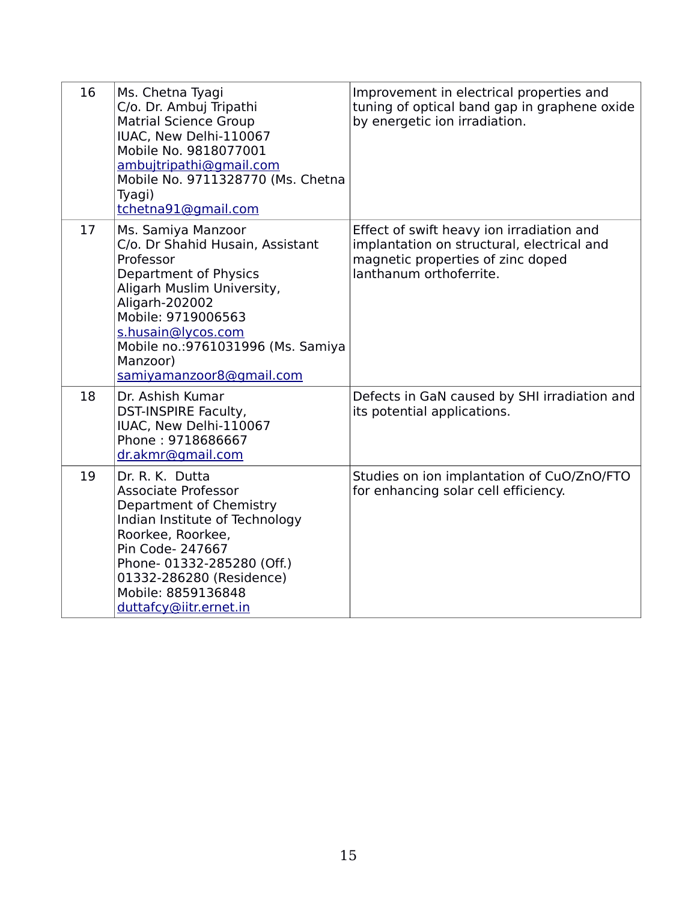| | | |
|---|---|---|
| 16 | Ms. Chetna Tyagi<br>C/o. Dr. Ambuj Tripathi<br>Matrial Science Group<br>IUAC, New Delhi-110067<br>Mobile No. 9818077001<br>ambujtripathi@gmail.com<br>Mobile No. 9711328770 (Ms. Chetna Tyagi)<br>tchetna91@gmail.com | Improvement in electrical properties and tuning of optical band gap in graphene oxide by energetic ion irradiation. |
| 17 | Ms. Samiya Manzoor<br>C/o. Dr Shahid Husain, Assistant Professor<br>Department of Physics<br>Aligarh Muslim University, Aligarh-202002<br>Mobile: 9719006563<br>s.husain@lycos.com<br>Mobile no.:9761031996 (Ms. Samiya Manzoor)<br>samiyamanzoor8@gmail.com | Effect of swift heavy ion irradiation and implantation on structural, electrical and magnetic properties of zinc doped lanthanum orthoferrite. |
| 18 | Dr. Ashish Kumar<br>DST-INSPIRE Faculty,<br>IUAC, New Delhi-110067<br>Phone : 9718686667<br>dr.akmr@gmail.com | Defects in GaN caused by SHI irradiation and its potential applications. |
| 19 | Dr. R. K. Dutta<br>Associate Professor<br>Department of Chemistry<br>Indian Institute of Technology Roorkee, Roorkee,<br>Pin Code- 247667<br>Phone- 01332-285280 (Off.)<br>01332-286280 (Residence)<br>Mobile: 8859136848<br>duttafcy@iitr.ernet.in | Studies on ion implantation of CuO/ZnO/FTO for enhancing solar cell efficiency. |